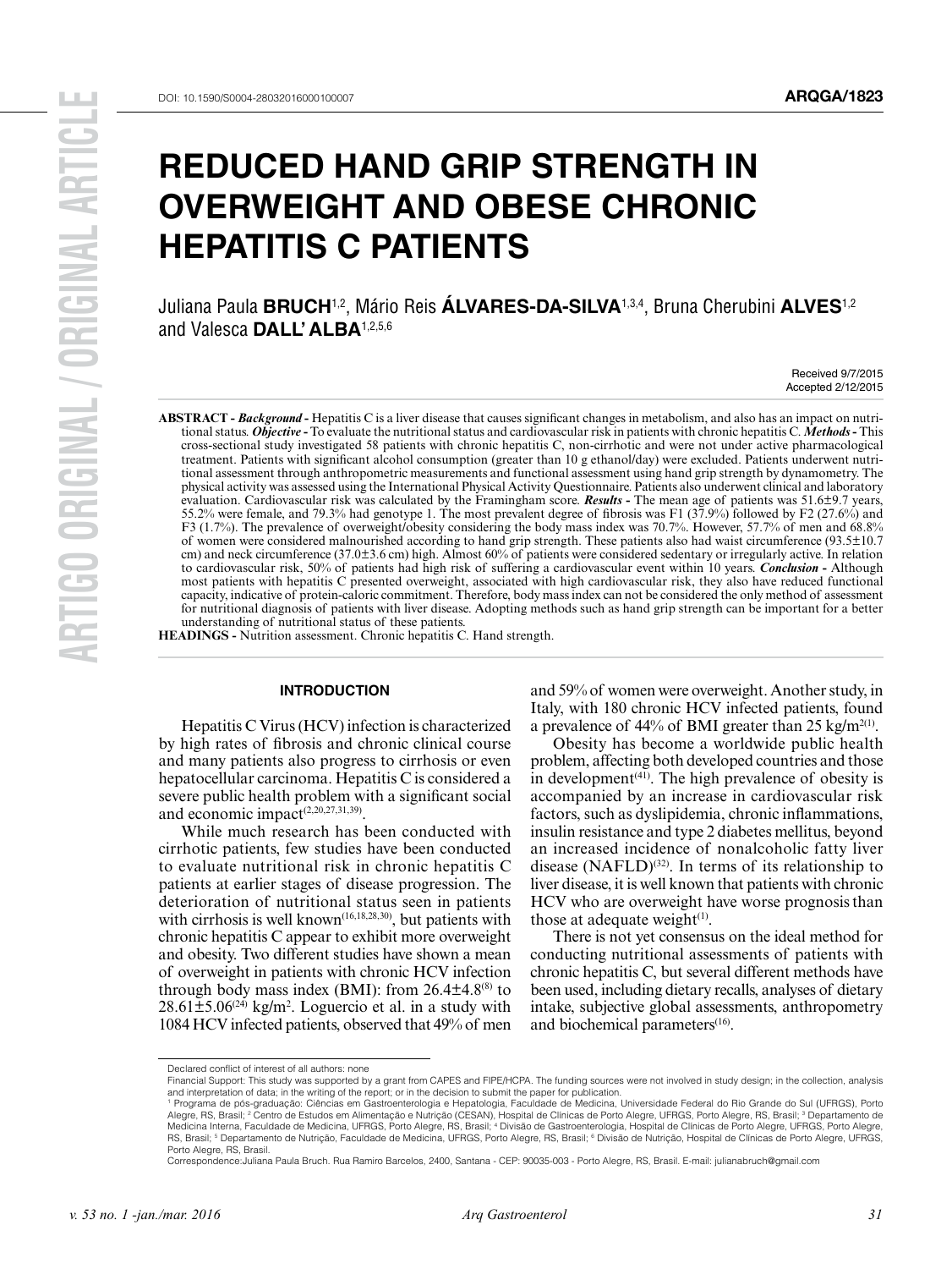DOI: 10.1590/S0004-28032016000100007

**ARQGA/1823**

# REDUCED HAND GRIP STRENGTH IN OVERWEIGHT AND OBESE CHRONIC HEPATITIS C PATIENTS

Juliana Paula **BRUCH**[1,2], Mário Reis **ÁLVARES-DA-SILVA**[1,3,4], Bruna Cherubini **ALVES**[1,2] and Valesca **DALL' ALBA**[1,2,5,6]

Received 9/7/2015
Accepted 2/12/2015

**ABSTRACT -** ***Background -*** Hepatitis C is a liver disease that causes significant changes in metabolism, and also has an impact on nutritional status. ***Objective -*** To evaluate the nutritional status and cardiovascular risk in patients with chronic hepatitis C. ***Methods -*** This cross-sectional study investigated 58 patients with chronic hepatitis C, non-cirrhotic and were not under active pharmacological treatment. Patients with significant alcohol consumption (greater than 10 g ethanol/day) were excluded. Patients underwent nutritional assessment through anthropometric measurements and functional assessment using hand grip strength by dynamometry. The physical activity was assessed using the International Physical Activity Questionnaire. Patients also underwent clinical and laboratory evaluation. Cardiovascular risk was calculated by the Framingham score. ***Results -*** The mean age of patients was 51.6±9.7 years, 55.2% were female, and 79.3% had genotype 1. The most prevalent degree of fibrosis was F1 (37.9%) followed by F2 (27.6%) and F3 (1.7%). The prevalence of overweight/obesity considering the body mass index was 70.7%. However, 57.7% of men and 68.8% of women were considered malnourished according to hand grip strength. These patients also had waist circumference (93.5±10.7 cm) and neck circumference (37.0±3.6 cm) high. Almost 60% of patients were considered sedentary or irregularly active. In relation to cardiovascular risk, 50% of patients had high risk of suffering a cardiovascular event within 10 years. ***Conclusion -*** Although most patients with hepatitis C presented overweight, associated with high cardiovascular risk, they also have reduced functional capacity, indicative of protein-caloric commitment. Therefore, body mass index can not be considered the only method of assessment for nutritional diagnosis of patients with liver disease. Adopting methods such as hand grip strength can be important for a better understanding of nutritional status of these patients.

**HEADINGS -** Nutrition assessment. Chronic hepatitis C. Hand strength.

## INTRODUCTION

Hepatitis C Virus (HCV) infection is characterized by high rates of fibrosis and chronic clinical course and many patients also progress to cirrhosis or even hepatocellular carcinoma. Hepatitis C is considered a severe public health problem with a significant social and economic impact[2,20,27,31,39].

While much research has been conducted with cirrhotic patients, few studies have been conducted to evaluate nutritional risk in chronic hepatitis C patients at earlier stages of disease progression. The deterioration of nutritional status seen in patients with cirrhosis is well known[16,18,28,30], but patients with chronic hepatitis C appear to exhibit more overweight and obesity. Two different studies have shown a mean of overweight in patients with chronic HCV infection through body mass index (BMI): from 26.4±4.8[8] to 28.61±5.06[24] kg/m$^2$. Loguercio et al. in a study with 1084 HCV infected patients, observed that 49% of men and 59% of women were overweight. Another study, in Italy, with 180 chronic HCV infected patients, found a prevalence of 44% of BMI greater than 25 kg/m$^2$[1].

Obesity has become a worldwide public health problem, affecting both developed countries and those in development[41]. The high prevalence of obesity is accompanied by an increase in cardiovascular risk factors, such as dyslipidemia, chronic inflammations, insulin resistance and type 2 diabetes mellitus, beyond an increased incidence of nonalcoholic fatty liver disease (NAFLD)[32]. In terms of its relationship to liver disease, it is well known that patients with chronic HCV who are overweight have worse prognosis than those at adequate weight[1].

There is not yet consensus on the ideal method for conducting nutritional assessments of patients with chronic hepatitis C, but several different methods have been used, including dietary recalls, analyses of dietary intake, subjective global assessments, anthropometry and biochemical parameters[16].

---

Declared conflict of interest of all authors: none

Financial Support: This study was supported by a grant from CAPES and FIPE/HCPA. The funding sources were not involved in study design; in the collection, analysis and interpretation of data; in the writing of the report; or in the decision to submit the paper for publication.

[1] Programa de pós-graduação: Ciências em Gastroenterologia e Hepatologia, Faculdade de Medicina, Universidade Federal do Rio Grande do Sul (UFRGS), Porto Alegre, RS, Brasil; [2] Centro de Estudos em Alimentação e Nutrição (CESAN), Hospital de Clínicas de Porto Alegre, UFRGS, Porto Alegre, RS, Brasil; [3] Departamento de Medicina Interna, Faculdade de Medicina, UFRGS, Porto Alegre, RS, Brasil; [4] Divisão de Gastroenterologia, Hospital de Clínicas de Porto Alegre, UFRGS, Porto Alegre, RS, Brasil; [5] Departamento de Nutrição, Faculdade de Medicina, UFRGS, Porto Alegre, RS, Brasil; [6] Divisão de Nutrição, Hospital de Clínicas de Porto Alegre, UFRGS, Porto Alegre, RS, Brasil.

Correspondence:Juliana Paula Bruch. Rua Ramiro Barcelos, 2400, Santana - CEP: 90035-003 - Porto Alegre, RS, Brasil. E-mail: julianabruch@gmail.com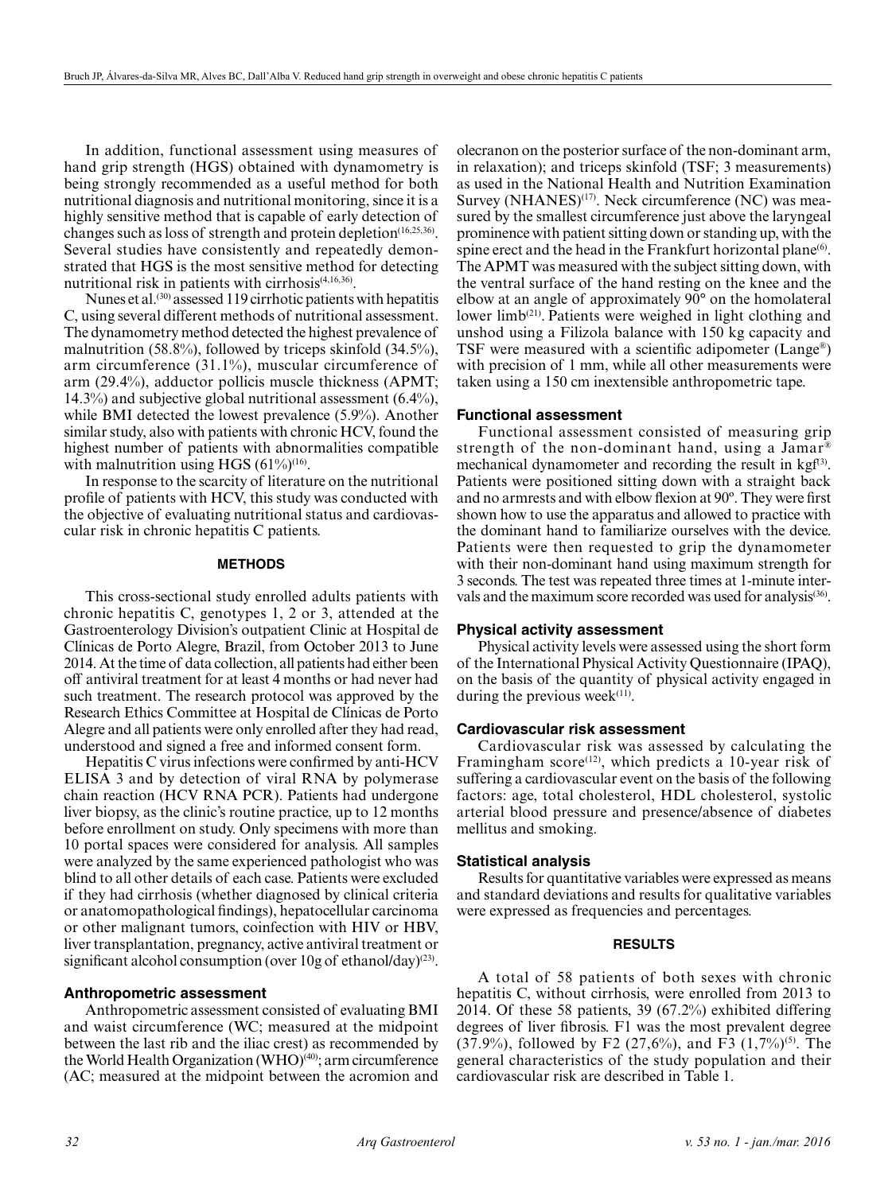In addition, functional assessment using measures of hand grip strength (HGS) obtained with dynamometry is being strongly recommended as a useful method for both nutritional diagnosis and nutritional monitoring, since it is a highly sensitive method that is capable of early detection of changes such as loss of strength and protein depletion[16,25,36]. Several studies have consistently and repeatedly demonstrated that HGS is the most sensitive method for detecting nutritional risk in patients with cirrhosis[4,16,36].

Nunes et al.[30] assessed 119 cirrhotic patients with hepatitis C, using several different methods of nutritional assessment. The dynamometry method detected the highest prevalence of malnutrition (58.8%), followed by triceps skinfold (34.5%), arm circumference (31.1%), muscular circumference of arm (29.4%), adductor pollicis muscle thickness (APMT; 14.3%) and subjective global nutritional assessment (6.4%), while BMI detected the lowest prevalence (5.9%). Another similar study, also with patients with chronic HCV, found the highest number of patients with abnormalities compatible with malnutrition using HGS (61%)[16].

In response to the scarcity of literature on the nutritional profile of patients with HCV, this study was conducted with the objective of evaluating nutritional status and cardiovascular risk in chronic hepatitis C patients.

## METHODS

This cross-sectional study enrolled adults patients with chronic hepatitis C, genotypes 1, 2 or 3, attended at the Gastroenterology Division's outpatient Clinic at Hospital de Clínicas de Porto Alegre, Brazil, from October 2013 to June 2014. At the time of data collection, all patients had either been off antiviral treatment for at least 4 months or had never had such treatment. The research protocol was approved by the Research Ethics Committee at Hospital de Clínicas de Porto Alegre and all patients were only enrolled after they had read, understood and signed a free and informed consent form.

Hepatitis C virus infections were confirmed by anti-HCV ELISA 3 and by detection of viral RNA by polymerase chain reaction (HCV RNA PCR). Patients had undergone liver biopsy, as the clinic's routine practice, up to 12 months before enrollment on study. Only specimens with more than 10 portal spaces were considered for analysis. All samples were analyzed by the same experienced pathologist who was blind to all other details of each case. Patients were excluded if they had cirrhosis (whether diagnosed by clinical criteria or anatomopathological findings), hepatocellular carcinoma or other malignant tumors, coinfection with HIV or HBV, liver transplantation, pregnancy, active antiviral treatment or significant alcohol consumption (over 10g of ethanol/day)[23].

### Anthropometric assessment

Anthropometric assessment consisted of evaluating BMI and waist circumference (WC; measured at the midpoint between the last rib and the iliac crest) as recommended by the World Health Organization (WHO)[40]; arm circumference (AC; measured at the midpoint between the acromion and olecranon on the posterior surface of the non-dominant arm, in relaxation); and triceps skinfold (TSF; 3 measurements) as used in the National Health and Nutrition Examination Survey (NHANES)[17]. Neck circumference (NC) was measured by the smallest circumference just above the laryngeal prominence with patient sitting down or standing up, with the spine erect and the head in the Frankfurt horizontal plane[6]. The APMT was measured with the subject sitting down, with the ventral surface of the hand resting on the knee and the elbow at an angle of approximately 90° on the homolateral lower limb[21]. Patients were weighed in light clothing and unshod using a Filizola balance with 150 kg capacity and TSF were measured with a scientific adipometer (Lange®) with precision of 1 mm, while all other measurements were taken using a 150 cm inextensible anthropometric tape.

### Functional assessment

Functional assessment consisted of measuring grip strength of the non-dominant hand, using a Jamar® mechanical dynamometer and recording the result in kgf[3]. Patients were positioned sitting down with a straight back and no armrests and with elbow flexion at 90º. They were first shown how to use the apparatus and allowed to practice with the dominant hand to familiarize ourselves with the device. Patients were then requested to grip the dynamometer with their non-dominant hand using maximum strength for 3 seconds. The test was repeated three times at 1-minute intervals and the maximum score recorded was used for analysis[36].

### Physical activity assessment

Physical activity levels were assessed using the short form of the International Physical Activity Questionnaire (IPAQ), on the basis of the quantity of physical activity engaged in during the previous week[11].

### Cardiovascular risk assessment

Cardiovascular risk was assessed by calculating the Framingham score[12], which predicts a 10-year risk of suffering a cardiovascular event on the basis of the following factors: age, total cholesterol, HDL cholesterol, systolic arterial blood pressure and presence/absence of diabetes mellitus and smoking.

### Statistical analysis

Results for quantitative variables were expressed as means and standard deviations and results for qualitative variables were expressed as frequencies and percentages.

## RESULTS

A total of 58 patients of both sexes with chronic hepatitis C, without cirrhosis, were enrolled from 2013 to 2014. Of these 58 patients, 39 (67.2%) exhibited differing degrees of liver fibrosis. F1 was the most prevalent degree (37.9%), followed by F2 (27,6%), and F3 (1,7%)[5]. The general characteristics of the study population and their cardiovascular risk are described in Table 1.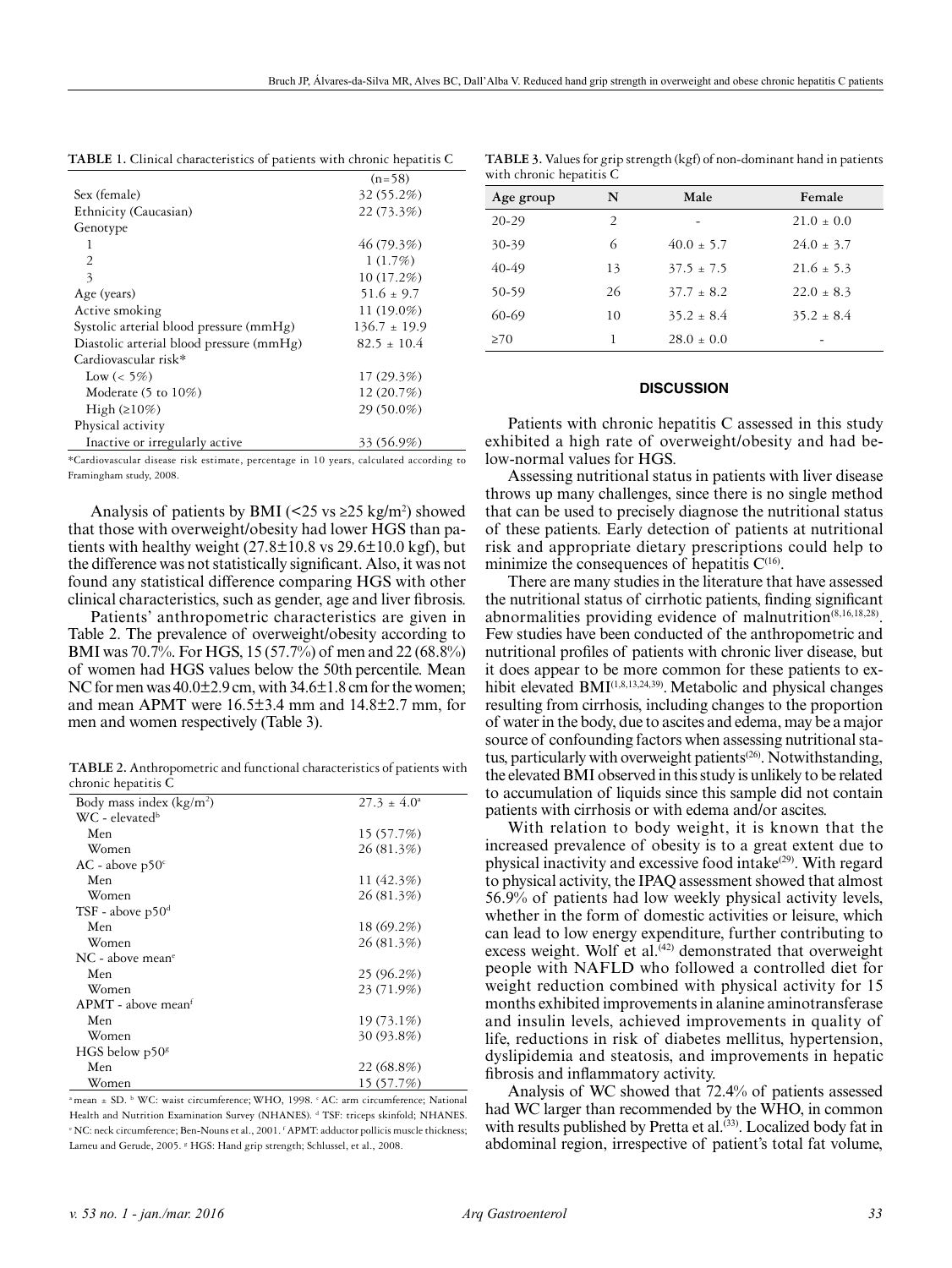**TABLE 1.** Clinical characteristics of patients with chronic hepatitis C

| | (n=58) |
|---|---|
| Sex (female) | 32 (55.2%) |
| Ethnicity (Caucasian) | 22 (73.3%) |
| Genotype | |
| 1 | 46 (79.3%) |
| 2 | 1 (1.7%) |
| 3 | 10 (17.2%) |
| Age (years) | 51.6 ± 9.7 |
| Active smoking | 11 (19.0%) |
| Systolic arterial blood pressure (mmHg) | 136.7 ± 19.9 |
| Diastolic arterial blood pressure (mmHg) | 82.5 ± 10.4 |
| Cardiovascular risk* | |
| Low (< 5%) | 17 (29.3%) |
| Moderate (5 to 10%) | 12 (20.7%) |
| High (≥10%) | 29 (50.0%) |
| Physical activity | |
| Inactive or irregularly active | 33 (56.9%) |

*Cardiovascular disease risk estimate, percentage in 10 years, calculated according to Framingham study, 2008.

Analysis of patients by BMI (<25 vs ≥25 kg/m$^2$) showed that those with overweight/obesity had lower HGS than patients with healthy weight (27.8±10.8 vs 29.6±10.0 kgf), but the difference was not statistically significant. Also, it was not found any statistical difference comparing HGS with other clinical characteristics, such as gender, age and liver fibrosis.

Patients' anthropometric characteristics are given in Table 2. The prevalence of overweight/obesity according to BMI was 70.7%. For HGS, 15 (57.7%) of men and 22 (68.8%) of women had HGS values below the 50th percentile. Mean NC for men was 40.0±2.9 cm, with 34.6±1.8 cm for the women; and mean APMT were 16.5±3.4 mm and 14.8±2.7 mm, for men and women respectively (Table 3).

**TABLE 2.** Anthropometric and functional characteristics of patients with chronic hepatitis C

| | |
|---|---|
| Body mass index (kg/m$^2$) | 27.3 ± 4.0[a] |
| WC - elevated[b] | |
| Men | 15 (57.7%) |
| Women | 26 (81.3%) |
| AC - above p50[c] | |
| Men | 11 (42.3%) |
| Women | 26 (81.3%) |
| TSF - above p50[d] | |
| Men | 18 (69.2%) |
| Women | 26 (81.3%) |
| NC - above mean[e] | |
| Men | 25 (96.2%) |
| Women | 23 (71.9%) |
| APMT - above mean[f] | |
| Men | 19 (73.1%) |
| Women | 30 (93.8%) |
| HGS below p50[g] | |
| Men | 22 (68.8%) |
| Women | 15 (57.7%) |

[a] mean ± SD. [b] WC: waist circumference; WHO, 1998. [c] AC: arm circumference; National Health and Nutrition Examination Survey (NHANES). [d] TSF: triceps skinfold; NHANES. [e] NC: neck circumference; Ben-Nouns et al., 2001. [f] APMT: adductor pollicis muscle thickness; Lameu and Gerude, 2005. [g] HGS: Hand grip strength; Schlussel, et al., 2008.

**TABLE 3.** Values for grip strength (kgf) of non-dominant hand in patients with chronic hepatitis C

| Age group | N | Male | Female |
|---|---|---|---|
| 20-29 | 2 | - | 21.0 ± 0.0 |
| 30-39 | 6 | 40.0 ± 5.7 | 24.0 ± 3.7 |
| 40-49 | 13 | 37.5 ± 7.5 | 21.6 ± 5.3 |
| 50-59 | 26 | 37.7 ± 8.2 | 22.0 ± 8.3 |
| 60-69 | 10 | 35.2 ± 8.4 | 35.2 ± 8.4 |
| ≥70 | 1 | 28.0 ± 0.0 | - |

## DISCUSSION

Patients with chronic hepatitis C assessed in this study exhibited a high rate of overweight/obesity and had below-normal values for HGS.

Assessing nutritional status in patients with liver disease throws up many challenges, since there is no single method that can be used to precisely diagnose the nutritional status of these patients. Early detection of patients at nutritional risk and appropriate dietary prescriptions could help to minimize the consequences of hepatitis C[16].

There are many studies in the literature that have assessed the nutritional status of cirrhotic patients, finding significant abnormalities providing evidence of malnutrition[8,16,18,28]. Few studies have been conducted of the anthropometric and nutritional profiles of patients with chronic liver disease, but it does appear to be more common for these patients to exhibit elevated BMI[1,8,13,24,39]. Metabolic and physical changes resulting from cirrhosis, including changes to the proportion of water in the body, due to ascites and edema, may be a major source of confounding factors when assessing nutritional status, particularly with overweight patients[26]. Notwithstanding, the elevated BMI observed in this study is unlikely to be related to accumulation of liquids since this sample did not contain patients with cirrhosis or with edema and/or ascites.

With relation to body weight, it is known that the increased prevalence of obesity is to a great extent due to physical inactivity and excessive food intake[29]. With regard to physical activity, the IPAQ assessment showed that almost 56.9% of patients had low weekly physical activity levels, whether in the form of domestic activities or leisure, which can lead to low energy expenditure, further contributing to excess weight. Wolf et al.[42] demonstrated that overweight people with NAFLD who followed a controlled diet for weight reduction combined with physical activity for 15 months exhibited improvements in alanine aminotransferase and insulin levels, achieved improvements in quality of life, reductions in risk of diabetes mellitus, hypertension, dyslipidemia and steatosis, and improvements in hepatic fibrosis and inflammatory activity.

Analysis of WC showed that 72.4% of patients assessed had WC larger than recommended by the WHO, in common with results published by Pretta et al.[33]. Localized body fat in abdominal region, irrespective of patient's total fat volume,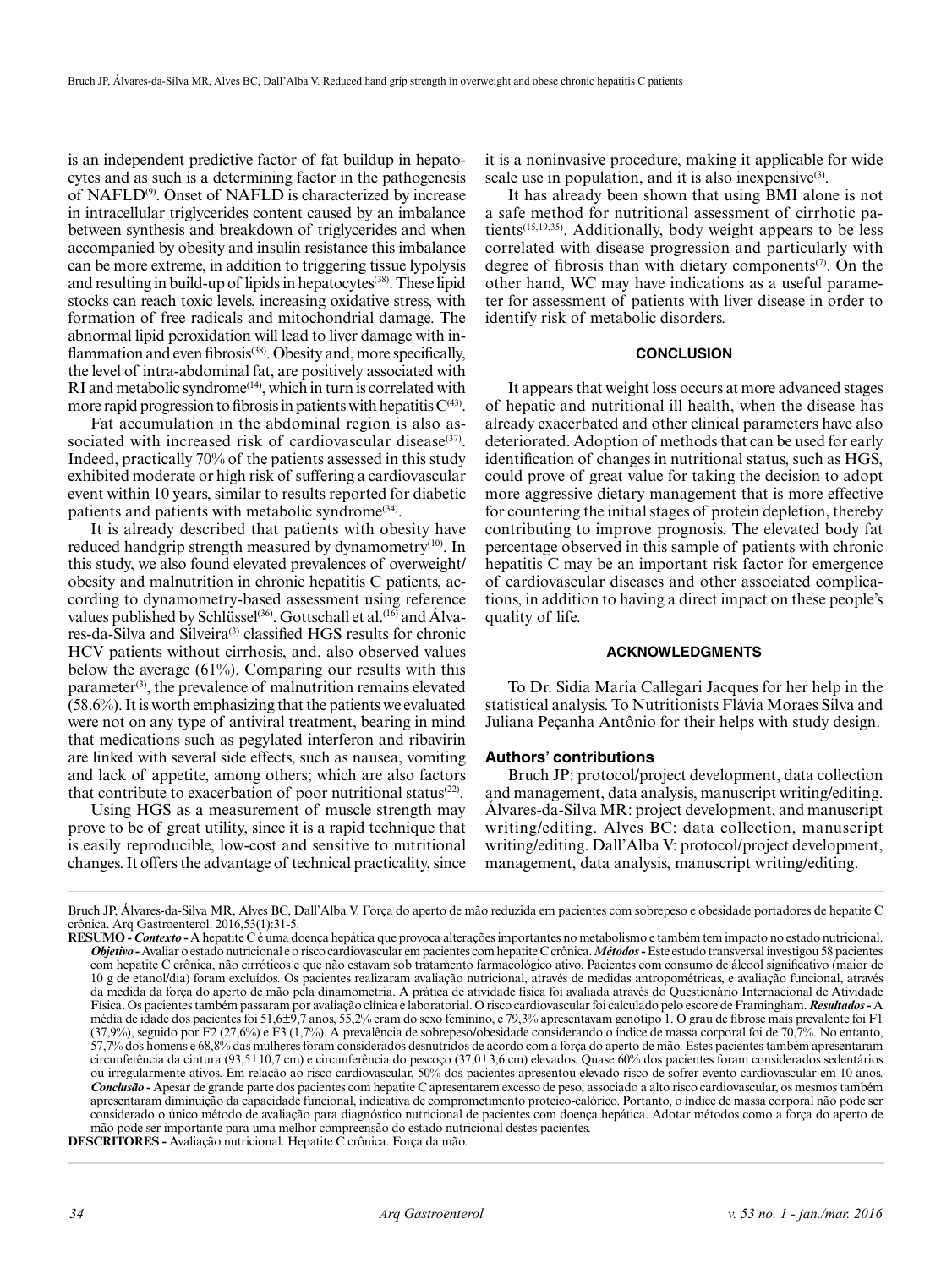is an independent predictive factor of fat buildup in hepatocytes and as such is a determining factor in the pathogenesis of NAFLD[9]. Onset of NAFLD is characterized by increase in intracellular triglycerides content caused by an imbalance between synthesis and breakdown of triglycerides and when accompanied by obesity and insulin resistance this imbalance can be more extreme, in addition to triggering tissue lypolysis and resulting in build-up of lipids in hepatocytes[38]. These lipid stocks can reach toxic levels, increasing oxidative stress, with formation of free radicals and mitochondrial damage. The abnormal lipid peroxidation will lead to liver damage with inflammation and even fibrosis[38]. Obesity and, more specifically, the level of intra-abdominal fat, are positively associated with RI and metabolic syndrome[14], which in turn is correlated with more rapid progression to fibrosis in patients with hepatitis C[43].

Fat accumulation in the abdominal region is also associated with increased risk of cardiovascular disease[37]. Indeed, practically 70% of the patients assessed in this study exhibited moderate or high risk of suffering a cardiovascular event within 10 years, similar to results reported for diabetic patients and patients with metabolic syndrome[34].

It is already described that patients with obesity have reduced handgrip strength measured by dynamometry[10]. In this study, we also found elevated prevalences of overweight/obesity and malnutrition in chronic hepatitis C patients, according to dynamometry-based assessment using reference values published by Schlüssel[36]. Gottschall et al.[16] and Álvares-da-Silva and Silveira[3] classified HGS results for chronic HCV patients without cirrhosis, and, also observed values below the average (61%). Comparing our results with this parameter[3], the prevalence of malnutrition remains elevated (58.6%). It is worth emphasizing that the patients we evaluated were not on any type of antiviral treatment, bearing in mind that medications such as pegylated interferon and ribavirin are linked with several side effects, such as nausea, vomiting and lack of appetite, among others; which are also factors that contribute to exacerbation of poor nutritional status[22].

Using HGS as a measurement of muscle strength may prove to be of great utility, since it is a rapid technique that is easily reproducible, low-cost and sensitive to nutritional changes. It offers the advantage of technical practicality, since it is a noninvasive procedure, making it applicable for wide scale use in population, and it is also inexpensive[3].

It has already been shown that using BMI alone is not a safe method for nutritional assessment of cirrhotic patients[15,19,35]. Additionally, body weight appears to be less correlated with disease progression and particularly with degree of fibrosis than with dietary components[7]. On the other hand, WC may have indications as a useful parameter for assessment of patients with liver disease in order to identify risk of metabolic disorders.

## CONCLUSION

It appears that weight loss occurs at more advanced stages of hepatic and nutritional ill health, when the disease has already exacerbated and other clinical parameters have also deteriorated. Adoption of methods that can be used for early identification of changes in nutritional status, such as HGS, could prove of great value for taking the decision to adopt more aggressive dietary management that is more effective for countering the initial stages of protein depletion, thereby contributing to improve prognosis. The elevated body fat percentage observed in this sample of patients with chronic hepatitis C may be an important risk factor for emergence of cardiovascular diseases and other associated complications, in addition to having a direct impact on these people's quality of life.

## ACKNOWLEDGMENTS

To Dr. Sidia Maria Callegari Jacques for her help in the statistical analysis. To Nutritionists Flávia Moraes Silva and Juliana Peçanha Antônio for their helps with study design.

### Authors' contributions

Bruch JP: protocol/project development, data collection and management, data analysis, manuscript writing/editing. Álvares-da-Silva MR: project development, and manuscript writing/editing. Alves BC: data collection, manuscript writing/editing. Dall'Alba V: protocol/project development, management, data analysis, manuscript writing/editing.

---

Bruch JP, Álvares-da-Silva MR, Alves BC, Dall'Alba V. Força do aperto de mão reduzida em pacientes com sobrepeso e obesidade portadores de hepatite C crônica. Arq Gastroenterol. 2016,53(1):31-5.

**RESUMO -** ***Contexto -*** A hepatite C é uma doença hepática que provoca alterações importantes no metabolismo e também tem impacto no estado nutricional. ***Objetivo -*** Avaliar o estado nutricional e o risco cardiovascular em pacientes com hepatite C crônica. ***Métodos -*** Este estudo transversal investigou 58 pacientes com hepatite C crônica, não cirróticos e que não estavam sob tratamento farmacológico ativo. Pacientes com consumo de álcool significativo (maior de 10 g de etanol/dia) foram excluídos. Os pacientes realizaram avaliação nutricional, através de medidas antropométricas, e avaliação funcional, através da medida da força do aperto de mão pela dinamometria. A prática de atividade física foi avaliada através do Questionário Internacional de Atividade Física. Os pacientes também passaram por avaliação clínica e laboratorial. O risco cardiovascular foi calculado pelo escore de Framingham. ***Resultados -*** A média de idade dos pacientes foi 51,6±9,7 anos, 55,2% eram do sexo feminino, e 79,3% apresentavam genótipo 1. O grau de fibrose mais prevalente foi F1 (37,9%), seguido por F2 (27,6%) e F3 (1,7%). A prevalência de sobrepeso/obesidade considerando o índice de massa corporal foi de 70,7%. No entanto, 57,7% dos homens e 68,8% das mulheres foram considerados desnutridos de acordo com a força do aperto de mão. Estes pacientes também apresentaram circunferência da cintura (93,5±10,7 cm) e circunferência do pescoço (37,0±3,6 cm) elevados. Quase 60% dos pacientes foram considerados sedentários ou irregularmente ativos. Em relação ao risco cardiovascular, 50% dos pacientes apresentou elevado risco de sofrer evento cardiovascular em 10 anos. ***Conclusão -*** Apesar de grande parte dos pacientes com hepatite C apresentarem excesso de peso, associado a alto risco cardiovascular, os mesmos também apresentaram diminuição da capacidade funcional, indicativa de comprometimento proteico-calórico. Portanto, o índice de massa corporal não pode ser considerado o único método de avaliação para diagnóstico nutricional de pacientes com doença hepática. Adotar métodos como a força do aperto de mão pode ser importante para uma melhor compreensão do estado nutricional destes pacientes.

**DESCRITORES -** Avaliação nutricional. Hepatite C crônica. Força da mão.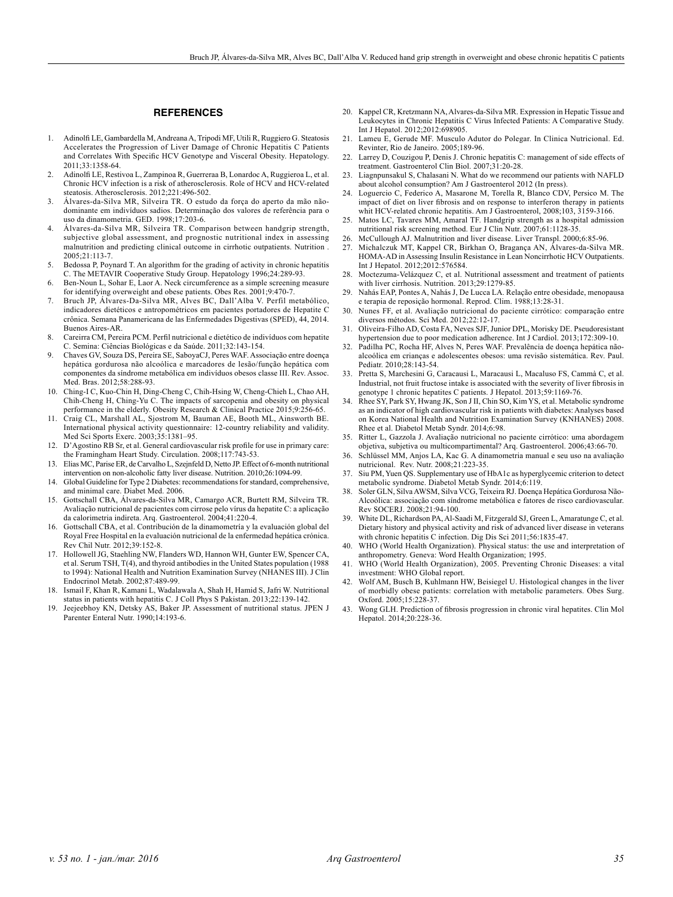## REFERENCES

1. Adinolfi LE, Gambardella M, Andreana A, Tripodi MF, Utili R, Ruggiero G. Steatosis Accelerates the Progression of Liver Damage of Chronic Hepatitis C Patients and Correlates With Specific HCV Genotype and Visceral Obesity. Hepatology. 2011;33:1358-64.
2. Adinolfi LE, Restivoa L, Zampinoa R, Guerreraa B, Lonardoc A, Ruggieroa L, et al. Chronic HCV infection is a risk of atherosclerosis. Role of HCV and HCV-related steatosis. Atherosclerosis. 2012;221:496-502.
3. Álvares-da-Silva MR, Silveira TR. O estudo da força do aperto da mão não-dominante em indivíduos sadios. Determinação dos valores de referência para o uso da dinamometria. GED. 1998;17:203-6.
4. Álvares-da-Silva MR, Silveira TR. Comparison between handgrip strength, subjective global assessment, and prognostic nutritional index in assessing malnutrition and predicting clinical outcome in cirrhotic outpatients. Nutrition . 2005;21:113-7.
5. Bedossa P, Poynard T. An algorithm for the grading of activity in chronic hepatitis C. The METAVIR Cooperative Study Group. Hepatology 1996;24:289-93.
6. Ben-Noun L, Sohar E, Laor A. Neck circumference as a simple screening measure for identifying overweight and obese patients. Obes Res. 2001;9:470-7.
7. Bruch JP, Álvares-Da-Silva MR, Alves BC, Dall'Alba V. Perfil metabólico, indicadores dietéticos e antropométricos em pacientes portadores de Hepatite C crônica. Semana Panamericana de las Enfermedades Digestivas (SPED), 44, 2014. Buenos Aires-AR.
8. Careirra CM, Pereira PCM. Perfil nutricional e dietético de indivíduos com hepatite C. Semina: Ciências Biológicas e da Saúde. 2011;32:143-154.
9. Chaves GV, Souza DS, Pereira SE, SaboyaCJ, Peres WAF. Associação entre doença hepática gordurosa não alcoólica e marcadores de lesão/função hepática com componentes da síndrome metabólica em indivíduos obesos classe III. Rev. Assoc. Med. Bras. 2012;58:288-93.
10. Ching-I C, Kuo-Chin H, Ding-Cheng C, Chih-Hsing W, Cheng-Chieh L, Chao AH, Chih-Cheng H, Ching-Yu C. The impacts of sarcopenia and obesity on physical performance in the elderly. Obesity Research & Clinical Practice 2015;9:256-65.
11. Craig CL, Marshall AL, Sjostrom M, Bauman AE, Booth ML, Ainsworth BE. International physical activity questionnaire: 12-country reliability and validity. Med Sci Sports Exerc. 2003;35:1381–95.
12. D'Agostino RB Sr, et al. General cardiovascular risk profile for use in primary care: the Framingham Heart Study. Circulation. 2008;117:743-53.
13. Elias MC, Parise ER, de Carvalho L, Szejnfeld D, Netto JP. Effect of 6-month nutritional intervention on non-alcoholic fatty liver disease. Nutrition. 2010;26:1094-99.
14. Global Guideline for Type 2 Diabetes: recommendations for standard, comprehensive, and minimal care. Diabet Med. 2006.
15. Gottschall CBA, Álvares-da-Silva MR, Camargo ACR, Burtett RM, Silveira TR. Avaliação nutricional de pacientes com cirrose pelo vírus da hepatite C: a aplicação da calorimetria indireta. Arq. Gastroenterol. 2004;41:220-4.
16. Gottschall CBA, et al. Contribución de la dinamometría y la evaluación global del Royal Free Hospital en la evaluación nutricional de la enfermedad hepática crónica. Rev Chil Nutr. 2012;39:152-8.
17. Hollowell JG, Staehling NW, Flanders WD, Hannon WH, Gunter EW, Spencer CA, et al. Serum TSH, T(4), and thyroid antibodies in the United States population (1988 to 1994): National Health and Nutrition Examination Survey (NHANES III). J Clin Endocrinol Metab. 2002;87:489-99.
18. Ismail F, Khan R, Kamani L, Wadalawala A, Shah H, Hamid S, Jafri W. Nutritional status in patients with hepatitis C. J Coll Phys S Pakistan. 2013;22:139-142.
19. Jeejeebhoy KN, Detsky AS, Baker JP. Assessment of nutritional status. JPEN J Parenter Enteral Nutr. 1990;14:193-6.
20. Kappel CR, Kretzmann NA, Alvares-da-Silva MR. Expression in Hepatic Tissue and Leukocytes in Chronic Hepatitis C Virus Infected Patients: A Comparative Study. Int J Hepatol. 2012;2012:698905.
21. Lameu E, Gerude MF. Musculo Adutor do Polegar. In Clinica Nutricional. Ed. Revinter, Rio de Janeiro. 2005;189-96.
22. Larrey D, Couzigou P, Denis J. Chronic hepatitis C: management of side effects of treatment. Gastroenterol Clin Biol. 2007;31:20-28.
23. Liagnpunsakul S, Chalasani N. What do we recommend our patients with NAFLD about alcohol consumption? Am J Gastroenterol 2012 (In press).
24. Loguercio C, Federico A, Masarone M, Torella R, Blanco CDV, Persico M. The impact of diet on liver fibrosis and on response to interferon therapy in patients whit HCV-related chronic hepatitis. Am J Gastroenterol, 2008;103, 3159-3166.
25. Matos LC, Tavares MM, Amaral TF. Handgrip strength as a hospital admission nutritional risk screening method. Eur J Clin Nutr. 2007;61:1128-35.
26. McCullough AJ. Malnutrition and liver disease. Liver Transpl. 2000;6:85-96.
27. Michalczuk MT, Kappel CR, Birkhan O, Bragança AN, Álvares-da-Silva MR. HOMA-AD in Assessing Insulin Resistance in Lean Noncirrhotic HCV Outpatients. Int J Hepatol. 2012;2012:576584.
28. Moctezuma-Velázquez C, et al. Nutritional assessment and treatment of patients with liver cirrhosis. Nutrition. 2013;29:1279-85.
29. Nahás EAP, Pontes A, Nahás J, De Lucca LA. Relação entre obesidade, menopausa e terapia de reposição hormonal. Reprod. Clim. 1988;13:28-31.
30. Nunes FF, et al. Avaliação nutricional do paciente cirrótico: comparação entre diversos métodos. Sci Med. 2012;22:12-17.
31. Oliveira-Filho AD, Costa FA, Neves SJF, Junior DPL, Morisky DE. Pseudoresistant hypertension due to poor medication adherence. Int J Cardiol. 2013;172:309-10.
32. Padilha PC, Rocha HF, Alves N, Peres WAF. Prevalência de doença hepática não-alcoólica em crianças e adolescentes obesos: uma revisão sistemática. Rev. Paul. Pediatr. 2010;28:143-54.
33. Pretta S, Marchesini G, Caracausi L, Maracausi L, Macaluso FS, Cammà C, et al. Industrial, not fruit fructose intake is associated with the severity of liver fibrosis in genotype 1 chronic hepatites C patients. J Hepatol. 2013;59:1169-76.
34. Rhee SY, Park SY, Hwang JK, Son J II, Chin SO, Kim YS, et al. Metabolic syndrome as an indicator of high cardiovascular risk in patients with diabetes: Analyses based on Korea National Health and Nutrition Examination Survey (KNHANES) 2008. Rhee et al. Diabetol Metab Syndr. 2014;6:98.
35. Ritter L, Gazzola J. Avaliação nutricional no paciente cirrótico: uma abordagem objetiva, subjetiva ou multicompartimental? Arq. Gastroenterol. 2006;43:66-70.
36. Schlüssel MM, Anjos LA, Kac G. A dinamometria manual e seu uso na avaliação nutricional. Rev. Nutr. 2008;21:223-35.
37. Siu PM, Yuen QS. Supplementary use of HbA1c as hyperglycemic criterion to detect metabolic syndrome. Diabetol Metab Syndr. 2014;6:119.
38. Soler GLN, Silva AWSM, Silva VCG, Teixeira RJ. Doença Hepática Gordurosa Não-Alcoólica: associação com síndrome metabólica e fatores de risco cardiovascular. Rev SOCERJ. 2008;21:94-100.
39. White DL, Richardson PA, Al-Saadi M, Fitzgerald SJ, Green L, Amaratunge C, et al. Dietary history and physical activity and risk of advanced liver disease in veterans with chronic hepatitis C infection. Dig Dis Sci 2011;56:1835-47.
40. WHO (World Health Organization). Physical status: the use and interpretation of anthropometry. Geneva: Word Health Organization; 1995.
41. WHO (World Health Organization), 2005. Preventing Chronic Diseases: a vital investment: WHO Global report.
42. Wolf AM, Busch B, Kuhlmann HW, Beisiegel U. Histological changes in the liver of morbidly obese patients: correlation with metabolic parameters. Obes Surg. Oxford. 2005;15:228-37.
43. Wong GLH. Prediction of fibrosis progression in chronic viral hepatites. Clin Mol Hepatol. 2014;20:228-36.